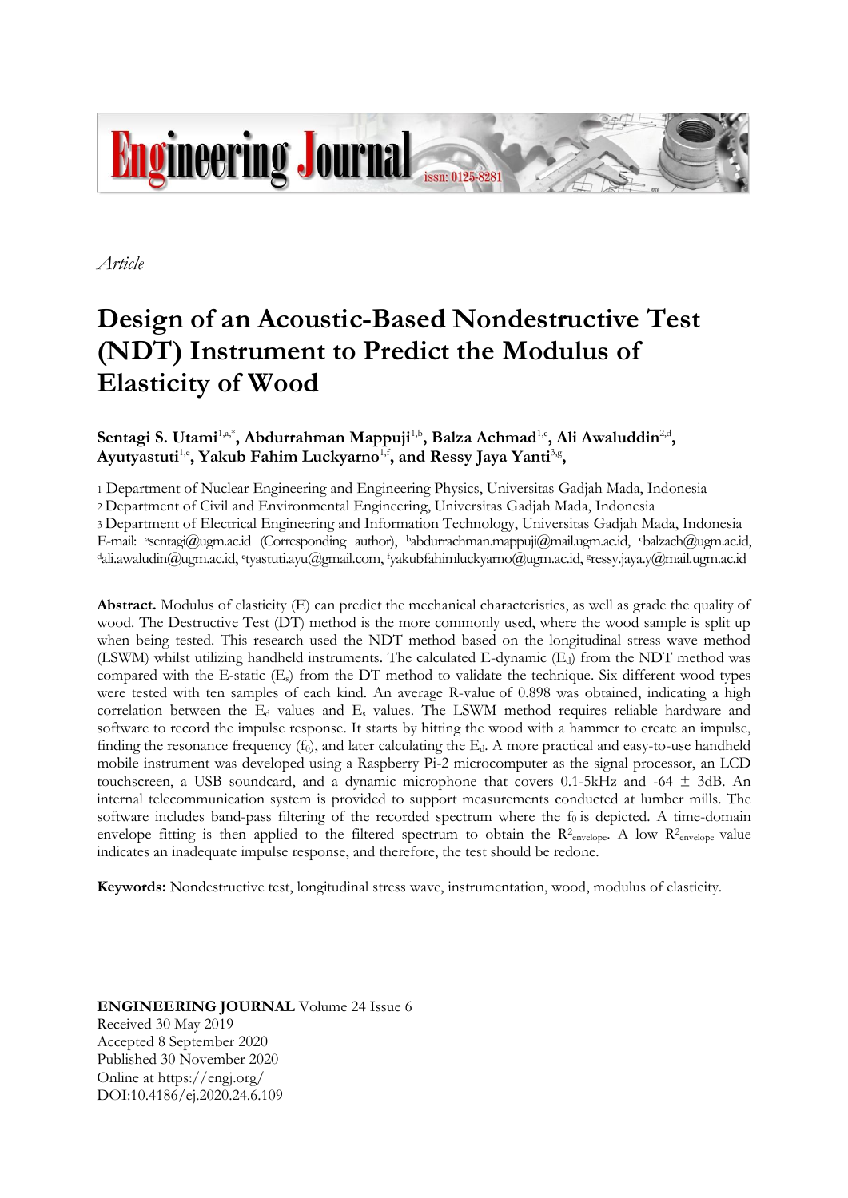*Article*

# Design of an Acoustic-Based Nondestructive Test (NDT) Instrument to Predict the Modulus of Elasticity of Wood

**Sentagi S. Utami**[1,a,*], **Abdurrahman Mappuji**[1,b], **Balza Achmad**[1,c], **Ali Awaluddin**[2,d], **Ayutyastuti**[1,e], **Yakub Fahim Luckyarno**[1,f], **and Ressy Jaya Yanti**[3,g],

1 Department of Nuclear Engineering and Engineering Physics, Universitas Gadjah Mada, Indonesia
2 Department of Civil and Environmental Engineering, Universitas Gadjah Mada, Indonesia
3 Department of Electrical Engineering and Information Technology, Universitas Gadjah Mada, Indonesia
E-mail: [a]sentagi@ugm.ac.id (Corresponding author), [b]abdurrachman.mappuji@mail.ugm.ac.id, [c]balzach@ugm.ac.id, [d]ali.awaludin@ugm.ac.id, [e]tyastuti.ayu@gmail.com, [f]yakubfahimluckyarno@ugm.ac.id, [g]ressy.jaya.y@mail.ugm.ac.id

**Abstract.** Modulus of elasticity (E) can predict the mechanical characteristics, as well as grade the quality of wood. The Destructive Test (DT) method is the more commonly used, where the wood sample is split up when being tested. This research used the NDT method based on the longitudinal stress wave method (LSWM) whilst utilizing handheld instruments. The calculated E-dynamic ($E_d$) from the NDT method was compared with the E-static ($E_s$) from the DT method to validate the technique. Six different wood types were tested with ten samples of each kind. An average R-value of 0.898 was obtained, indicating a high correlation between the $E_d$ values and $E_s$ values. The LSWM method requires reliable hardware and software to record the impulse response. It starts by hitting the wood with a hammer to create an impulse, finding the resonance frequency ($f_0$), and later calculating the $E_d$. A more practical and easy-to-use handheld mobile instrument was developed using a Raspberry Pi-2 microcomputer as the signal processor, an LCD touchscreen, a USB soundcard, and a dynamic microphone that covers 0.1-5kHz and -64 ± 3dB. An internal telecommunication system is provided to support measurements conducted at lumber mills. The software includes band-pass filtering of the recorded spectrum where the $f_0$ is depicted. A time-domain envelope fitting is then applied to the filtered spectrum to obtain the $R^2_{envelope}$. A low $R^2_{envelope}$ value indicates an inadequate impulse response, and therefore, the test should be redone.

**Keywords:** Nondestructive test, longitudinal stress wave, instrumentation, wood, modulus of elasticity.

**ENGINEERING JOURNAL** Volume 24 Issue 6
Received 30 May 2019
Accepted 8 September 2020
Published 30 November 2020
Online at https://engj.org/
DOI:10.4186/ej.2020.24.6.109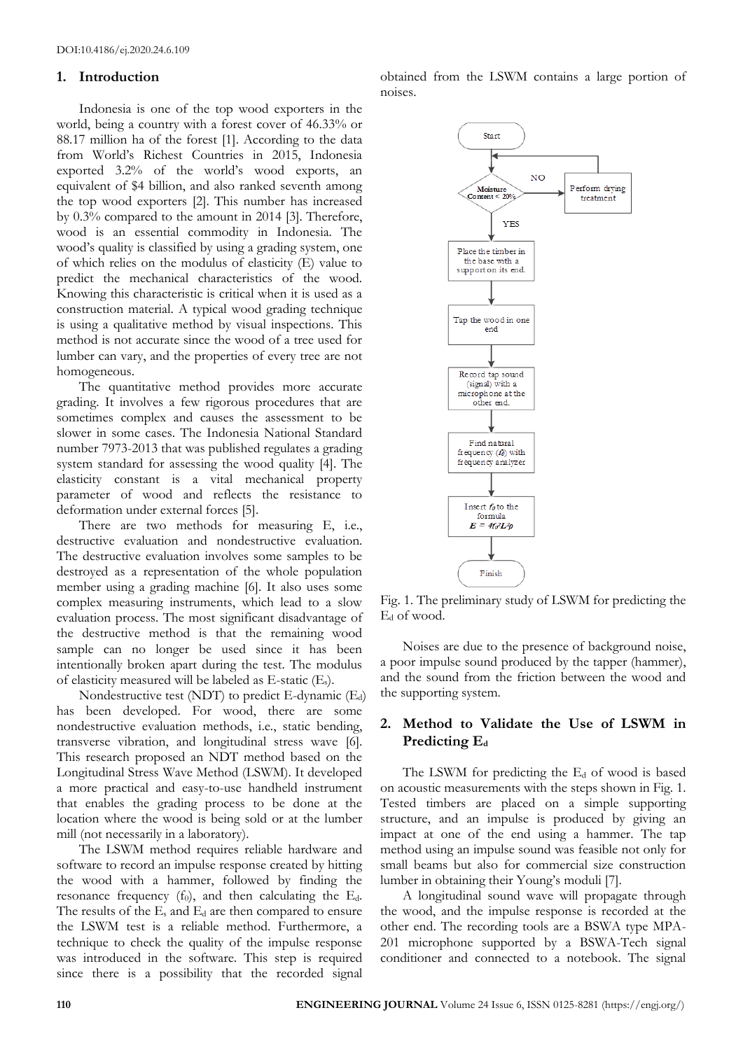DOI:10.4186/ej.2020.24.6.109

## 1. Introduction

Indonesia is one of the top wood exporters in the world, being a country with a forest cover of 46.33% or 88.17 million ha of the forest [1]. According to the data from World's Richest Countries in 2015, Indonesia exported 3.2% of the world's wood exports, an equivalent of $4 billion, and also ranked seventh among the top wood exporters [2]. This number has increased by 0.3% compared to the amount in 2014 [3]. Therefore, wood is an essential commodity in Indonesia. The wood's quality is classified by using a grading system, one of which relies on the modulus of elasticity (E) value to predict the mechanical characteristics of the wood. Knowing this characteristic is critical when it is used as a construction material. A typical wood grading technique is using a qualitative method by visual inspections. This method is not accurate since the wood of a tree used for lumber can vary, and the properties of every tree are not homogeneous.

The quantitative method provides more accurate grading. It involves a few rigorous procedures that are sometimes complex and causes the assessment to be slower in some cases. The Indonesia National Standard number 7973-2013 that was published regulates a grading system standard for assessing the wood quality [4]. The elasticity constant is a vital mechanical property parameter of wood and reflects the resistance to deformation under external forces [5].

There are two methods for measuring E, i.e., destructive evaluation and nondestructive evaluation. The destructive evaluation involves some samples to be destroyed as a representation of the whole population member using a grading machine [6]. It also uses some complex measuring instruments, which lead to a slow evaluation process. The most significant disadvantage of the destructive method is that the remaining wood sample can no longer be used since it has been intentionally broken apart during the test. The modulus of elasticity measured will be labeled as E-static ($E_s$).

Nondestructive test (NDT) to predict E-dynamic ($E_d$) has been developed. For wood, there are some nondestructive evaluation methods, i.e., static bending, transverse vibration, and longitudinal stress wave [6]. This research proposed an NDT method based on the Longitudinal Stress Wave Method (LSWM). It developed a more practical and easy-to-use handheld instrument that enables the grading process to be done at the location where the wood is being sold or at the lumber mill (not necessarily in a laboratory).

The LSWM method requires reliable hardware and software to record an impulse response created by hitting the wood with a hammer, followed by finding the resonance frequency ($f_0$), and then calculating the $E_d$. The results of the $E_s$ and $E_d$ are then compared to ensure the LSWM test is a reliable method. Furthermore, a technique to check the quality of the impulse response was introduced in the software. This step is required since there is a possibility that the recorded signal obtained from the LSWM contains a large portion of noises.

Start → Moisture Content < 20%? (NO → Perform drying treatment → back) YES → Place the timber in the base with a support on its end. → Tap the wood in one end → Record tap sound (signal) with a microphone at the other end. → Find natural frequency ($f_0$) with frequency analyzer → Insert $f_0$ to the formula $E = 4f_0^2L^2\rho$ → Finish

Fig. 1. The preliminary study of LSWM for predicting the $E_d$ of wood.

Noises are due to the presence of background noise, a poor impulse sound produced by the tapper (hammer), and the sound from the friction between the wood and the supporting system.

## 2. Method to Validate the Use of LSWM in Predicting $E_d$

The LSWM for predicting the $E_d$ of wood is based on acoustic measurements with the steps shown in Fig. 1. Tested timbers are placed on a simple supporting structure, and an impulse is produced by giving an impact at one of the end using a hammer. The tap method using an impulse sound was feasible not only for small beams but also for commercial size construction lumber in obtaining their Young's moduli [7].

A longitudinal sound wave will propagate through the wood, and the impulse response is recorded at the other end. The recording tools are a BSWA type MPA-201 microphone supported by a BSWA-Tech signal conditioner and connected to a notebook. The signal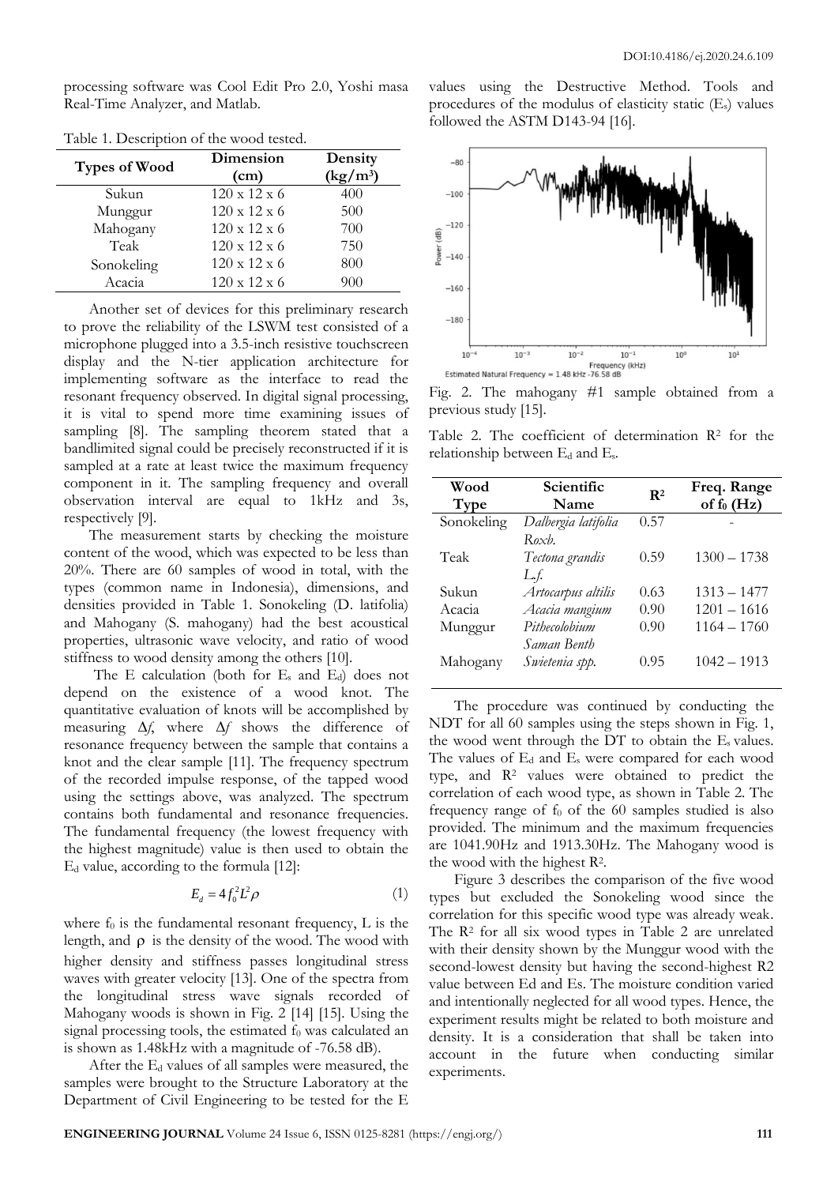processing software was Cool Edit Pro 2.0, Yoshi masa Real-Time Analyzer, and Matlab.

Table 1. Description of the wood tested.

| Types of Wood | Dimension (cm) | Density (kg/m³) |
|---|---|---|
| Sukun | 120 x 12 x 6 | 400 |
| Munggur | 120 x 12 x 6 | 500 |
| Mahogany | 120 x 12 x 6 | 700 |
| Teak | 120 x 12 x 6 | 750 |
| Sonokeling | 120 x 12 x 6 | 800 |
| Acacia | 120 x 12 x 6 | 900 |

Another set of devices for this preliminary research to prove the reliability of the LSWM test consisted of a microphone plugged into a 3.5-inch resistive touchscreen display and the N-tier application architecture for implementing software as the interface to read the resonant frequency observed. In digital signal processing, it is vital to spend more time examining issues of sampling [8]. The sampling theorem stated that a bandlimited signal could be precisely reconstructed if it is sampled at a rate at least twice the maximum frequency component in it. The sampling frequency and overall observation interval are equal to 1kHz and 3s, respectively [9].

The measurement starts by checking the moisture content of the wood, which was expected to be less than 20%. There are 60 samples of wood in total, with the types (common name in Indonesia), dimensions, and densities provided in Table 1. Sonokeling (D. latifolia) and Mahogany (S. mahogany) had the best acoustical properties, ultrasonic wave velocity, and ratio of wood stiffness to wood density among the others [10].

The E calculation (both for $E_s$ and $E_d$) does not depend on the existence of a wood knot. The quantitative evaluation of knots will be accomplished by measuring $\Delta f$, where $\Delta f$ shows the difference of resonance frequency between the sample that contains a knot and the clear sample [11]. The frequency spectrum of the recorded impulse response, of the tapped wood using the settings above, was analyzed. The spectrum contains both fundamental and resonance frequencies. The fundamental frequency (the lowest frequency with the highest magnitude) value is then used to obtain the $E_d$ value, according to the formula [12]:

$$E_d = 4 f_0^2 L^2 \rho \tag{1}$$

where $f_0$ is the fundamental resonant frequency, L is the length, and $\rho$ is the density of the wood. The wood with higher density and stiffness passes longitudinal stress waves with greater velocity [13]. One of the spectra from the longitudinal stress wave signals recorded of Mahogany woods is shown in Fig. 2 [14] [15]. Using the signal processing tools, the estimated $f_0$ was calculated an is shown as 1.48kHz with a magnitude of -76.58 dB).

After the $E_d$ values of all samples were measured, the samples were brought to the Structure Laboratory at the Department of Civil Engineering to be tested for the E values using the Destructive Method. Tools and procedures of the modulus of elasticity static ($E_s$) values followed the ASTM D143-94 [16].

Fig. 2. The mahogany #1 sample obtained from a previous study [15].

Table 2. The coefficient of determination $R^2$ for the relationship between $E_d$ and $E_s$.

| Wood Type | Scientific Name | $R^2$ | Freq. Range of $f_0$ (Hz) |
|---|---|---|---|
| Sonokeling | *Dalbergia latifolia Roxb.* | 0.57 | - |
| Teak | *Tectona grandis L.f.* | 0.59 | 1300 – 1738 |
| Sukun | *Artocarpus altilis* | 0.63 | 1313 – 1477 |
| Acacia | *Acacia mangium* | 0.90 | 1201 – 1616 |
| Munggur | *Pithecolobium Saman Benth* | 0.90 | 1164 – 1760 |
| Mahogany | *Swietenia spp.* | 0.95 | 1042 – 1913 |

The procedure was continued by conducting the NDT for all 60 samples using the steps shown in Fig. 1, the wood went through the DT to obtain the $E_s$ values. The values of $E_d$ and $E_s$ were compared for each wood type, and $R^2$ values were obtained to predict the correlation of each wood type, as shown in Table 2. The frequency range of $f_0$ of the 60 samples studied is also provided. The minimum and the maximum frequencies are 1041.90Hz and 1913.30Hz. The Mahogany wood is the wood with the highest $R^2$.

Figure 3 describes the comparison of the five wood types but excluded the Sonokeling wood since the correlation for this specific wood type was already weak. The $R^2$ for all six wood types in Table 2 are unrelated with their density shown by the Munggur wood with the second-lowest density but having the second-highest R2 value between Ed and Es. The moisture condition varied and intentionally neglected for all wood types. Hence, the experiment results might be related to both moisture and density. It is a consideration that shall be taken into account in the future when conducting similar experiments.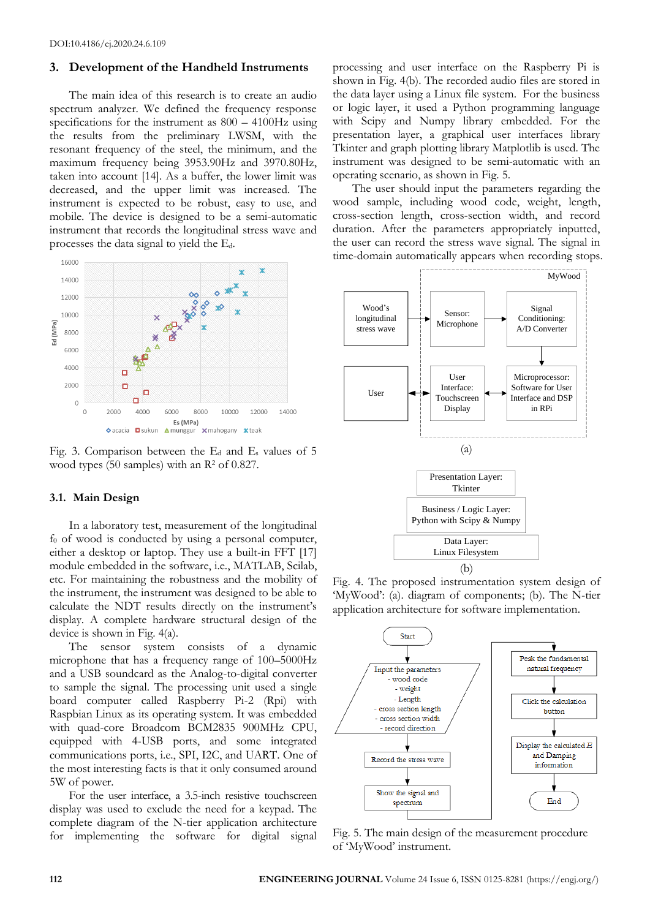DOI:10.4186/ej.2020.24.6.109

## 3. Development of the Handheld Instruments

The main idea of this research is to create an audio spectrum analyzer. We defined the frequency response specifications for the instrument as 800 – 4100Hz using the results from the preliminary LWSM, with the resonant frequency of the steel, the minimum, and the maximum frequency being 3953.90Hz and 3970.80Hz, taken into account [14]. As a buffer, the lower limit was decreased, and the upper limit was increased. The instrument is expected to be robust, easy to use, and mobile. The device is designed to be a semi-automatic instrument that records the longitudinal stress wave and processes the data signal to yield the $E_d$.

Fig. 3. Comparison between the $E_d$ and $E_s$ values of 5 wood types (50 samples) with an $R^2$ of 0.827.

### 3.1. Main Design

In a laboratory test, measurement of the longitudinal $f_0$ of wood is conducted by using a personal computer, either a desktop or laptop. They use a built-in FFT [17] module embedded in the software, i.e., MATLAB, Scilab, etc. For maintaining the robustness and the mobility of the instrument, the instrument was designed to be able to calculate the NDT results directly on the instrument's display. A complete hardware structural design of the device is shown in Fig. 4(a).

The sensor system consists of a dynamic microphone that has a frequency range of 100–5000Hz and a USB soundcard as the Analog-to-digital converter to sample the signal. The processing unit used a single board computer called Raspberry Pi-2 (Rpi) with Raspbian Linux as its operating system. It was embedded with quad-core Broadcom BCM2835 900MHz CPU, equipped with 4-USB ports, and some integrated communications ports, i.e., SPI, I2C, and UART. One of the most interesting facts is that it only consumed around 5W of power.

For the user interface, a 3.5-inch resistive touchscreen display was used to exclude the need for a keypad. The complete diagram of the N-tier application architecture for implementing the software for digital signal processing and user interface on the Raspberry Pi is shown in Fig. 4(b). The recorded audio files are stored in the data layer using a Linux file system. For the business or logic layer, it used a Python programming language with Scipy and Numpy library embedded. For the presentation layer, a graphical user interfaces library Tkinter and graph plotting library Matplotlib is used. The instrument was designed to be semi-automatic with an operating scenario, as shown in Fig. 5.

The user should input the parameters regarding the wood sample, including wood code, weight, length, cross-section length, cross-section width, and record duration. After the parameters appropriately inputted, the user can record the stress wave signal. The signal in time-domain automatically appears when recording stops.

Fig. 4. The proposed instrumentation system design of 'MyWood': (a). diagram of components; (b). The N-tier application architecture for software implementation.

Fig. 5. The main design of the measurement procedure of 'MyWood' instrument.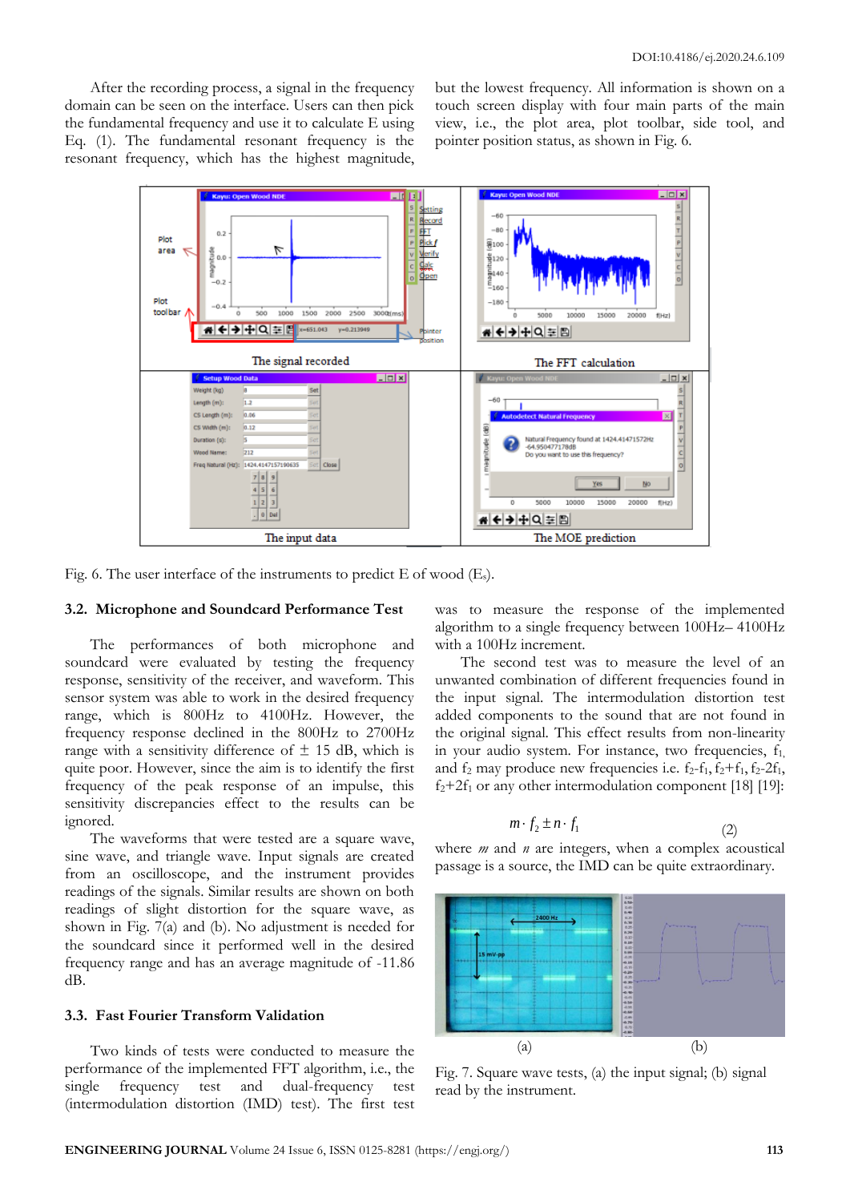After the recording process, a signal in the frequency domain can be seen on the interface. Users can then pick the fundamental frequency and use it to calculate E using Eq. (1). The fundamental resonant frequency is the resonant frequency, which has the highest magnitude, but the lowest frequency. All information is shown on a touch screen display with four main parts of the main view, i.e., the plot area, plot toolbar, side tool, and pointer position status, as shown in Fig. 6.

Fig. 6. The user interface of the instruments to predict E of wood ($E_s$).

### 3.2. Microphone and Soundcard Performance Test

The performances of both microphone and soundcard were evaluated by testing the frequency response, sensitivity of the receiver, and waveform. This sensor system was able to work in the desired frequency range, which is 800Hz to 4100Hz. However, the frequency response declined in the 800Hz to 2700Hz range with a sensitivity difference of ± 15 dB, which is quite poor. However, since the aim is to identify the first frequency of the peak response of an impulse, this sensitivity discrepancies effect to the results can be ignored.

The waveforms that were tested are a square wave, sine wave, and triangle wave. Input signals are created from an oscilloscope, and the instrument provides readings of the signals. Similar results are shown on both readings of slight distortion for the square wave, as shown in Fig. 7(a) and (b). No adjustment is needed for the soundcard since it performed well in the desired frequency range and has an average magnitude of -11.86 dB.

### 3.3. Fast Fourier Transform Validation

Two kinds of tests were conducted to measure the performance of the implemented FFT algorithm, i.e., the single frequency test and dual-frequency test (intermodulation distortion (IMD) test). The first test was to measure the response of the implemented algorithm to a single frequency between 100Hz– 4100Hz with a 100Hz increment.

The second test was to measure the level of an unwanted combination of different frequencies found in the input signal. The intermodulation distortion test added components to the sound that are not found in the original signal. This effect results from non-linearity in your audio system. For instance, two frequencies, $f_1$ and $f_2$ may produce new frequencies i.e. $f_2$-$f_1$, $f_2$+$f_1$, $f_2$-2$f_1$, $f_2$+2$f_1$ or any other intermodulation component [18] [19]:

$$m \cdot f_2 \pm n \cdot f_1 \tag{2}$$

where $m$ and $n$ are integers, when a complex acoustical passage is a source, the IMD can be quite extraordinary.

Fig. 7. Square wave tests, (a) the input signal; (b) signal read by the instrument.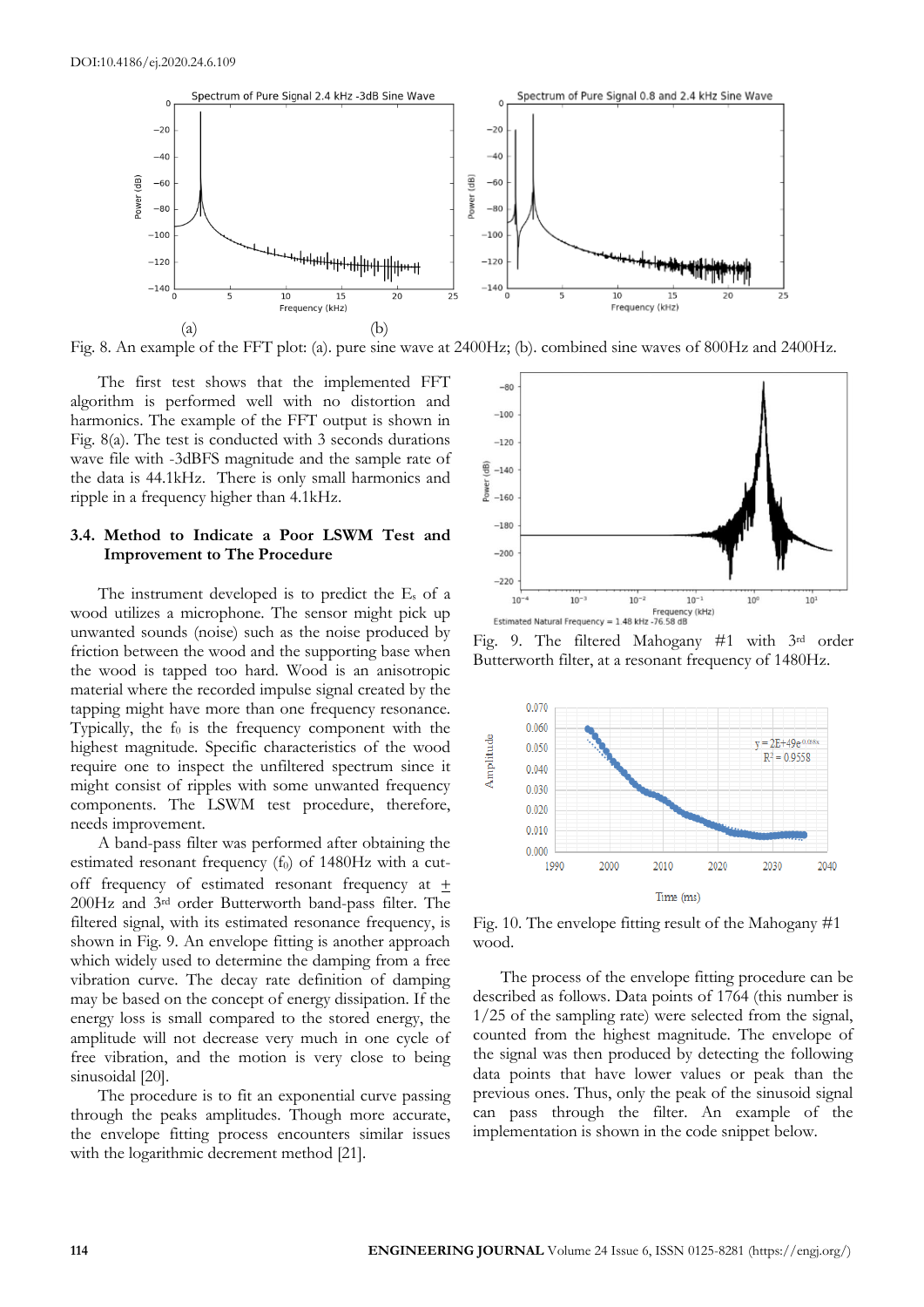Fig. 8. An example of the FFT plot: (a). pure sine wave at 2400Hz; (b). combined sine waves of 800Hz and 2400Hz.

The first test shows that the implemented FFT algorithm is performed well with no distortion and harmonics. The example of the FFT output is shown in Fig. 8(a). The test is conducted with 3 seconds durations wave file with -3dBFS magnitude and the sample rate of the data is 44.1kHz. There is only small harmonics and ripple in a frequency higher than 4.1kHz.

### 3.4. Method to Indicate a Poor LSWM Test and Improvement to The Procedure

The instrument developed is to predict the $E_s$ of a wood utilizes a microphone. The sensor might pick up unwanted sounds (noise) such as the noise produced by friction between the wood and the supporting base when the wood is tapped too hard. Wood is an anisotropic material where the recorded impulse signal created by the tapping might have more than one frequency resonance. Typically, the $f_0$ is the frequency component with the highest magnitude. Specific characteristics of the wood require one to inspect the unfiltered spectrum since it might consist of ripples with some unwanted frequency components. The LSWM test procedure, therefore, needs improvement.

A band-pass filter was performed after obtaining the estimated resonant frequency ($f_0$) of 1480Hz with a cut-off frequency of estimated resonant frequency at $\pm$ 200Hz and 3rd order Butterworth band-pass filter. The filtered signal, with its estimated resonance frequency, is shown in Fig. 9. An envelope fitting is another approach which widely used to determine the damping from a free vibration curve. The decay rate definition of damping may be based on the concept of energy dissipation. If the energy loss is small compared to the stored energy, the amplitude will not decrease very much in one cycle of free vibration, and the motion is very close to being sinusoidal [20].

The procedure is to fit an exponential curve passing through the peaks amplitudes. Though more accurate, the envelope fitting process encounters similar issues with the logarithmic decrement method [21].

Fig. 9. The filtered Mahogany #1 with 3rd order Butterworth filter, at a resonant frequency of 1480Hz.

Fig. 10. The envelope fitting result of the Mahogany #1 wood.

The process of the envelope fitting procedure can be described as follows. Data points of 1764 (this number is 1/25 of the sampling rate) were selected from the signal, counted from the highest magnitude. The envelope of the signal was then produced by detecting the following data points that have lower values or peak than the previous ones. Thus, only the peak of the sinusoid signal can pass through the filter. An example of the implementation is shown in the code snippet below.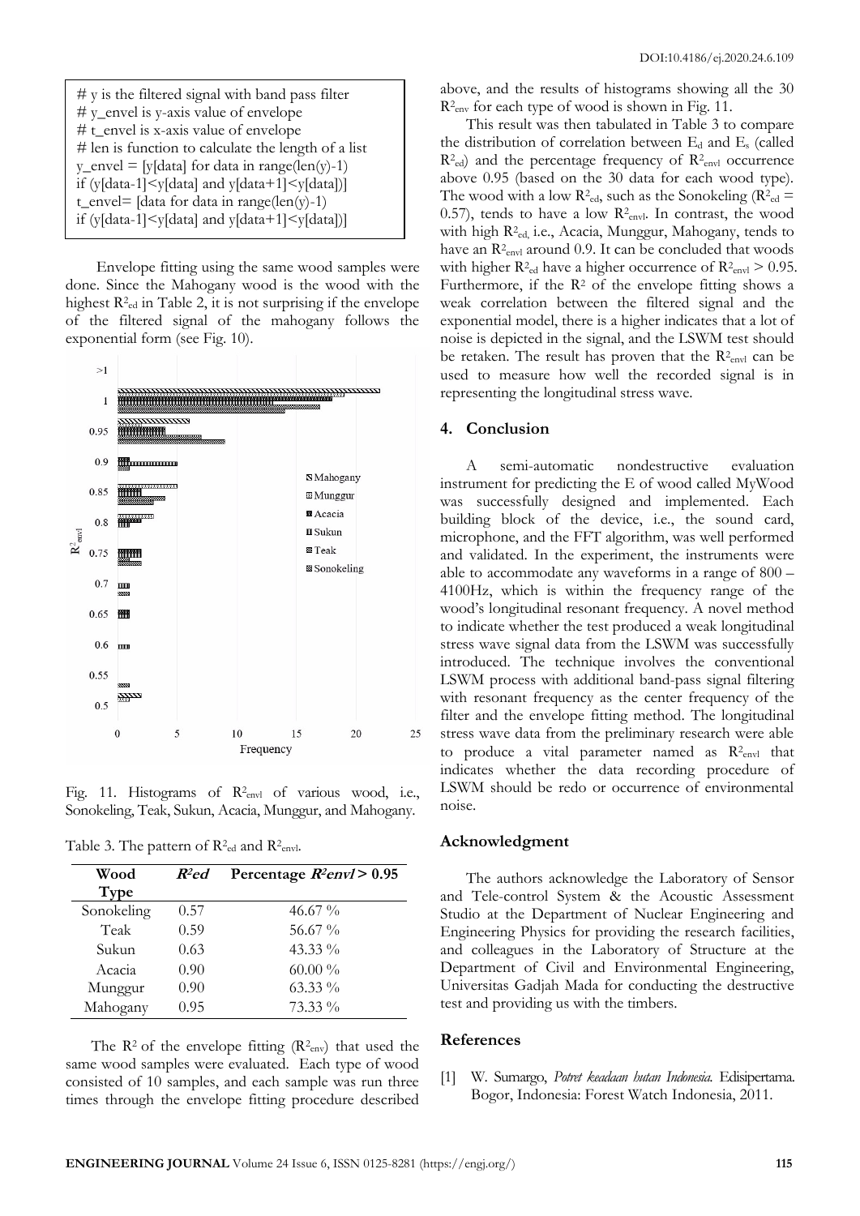```
# y is the filtered signal with band pass filter
# y_envel is y-axis value of envelope
# t_envel is x-axis value of envelope
# len is function to calculate the length of a list
y_envel = [y[data] for data in range(len(y)-1)
if (y[data-1]<y[data] and y[data+1]<y[data])]
t_envel= [data for data in range(len(y)-1)
if (y[data-1]<y[data] and y[data+1]<y[data])]
```

Envelope fitting using the same wood samples were done. Since the Mahogany wood is the wood with the highest $R^2_{ed}$ in Table 2, it is not surprising if the envelope of the filtered signal of the mahogany follows the exponential form (see Fig. 10).

Fig. 11. Histograms of $R^2_{envl}$ of various wood, i.e., Sonokeling, Teak, Sukun, Acacia, Munggur, and Mahogany.

Table 3. The pattern of $R^2_{ed}$ and $R^2_{envl}$.

| Wood Type | $R^2ed$ | Percentage $R^2envl > 0.95$ |
|---|---|---|
| Sonokeling | 0.57 | 46.67 % |
| Teak | 0.59 | 56.67 % |
| Sukun | 0.63 | 43.33 % |
| Acacia | 0.90 | 60.00 % |
| Munggur | 0.90 | 63.33 % |
| Mahogany | 0.95 | 73.33 % |

The $R^2$ of the envelope fitting ($R^2_{env}$) that used the same wood samples were evaluated. Each type of wood consisted of 10 samples, and each sample was run three times through the envelope fitting procedure described above, and the results of histograms showing all the 30 $R^2_{env}$ for each type of wood is shown in Fig. 11.

This result was then tabulated in Table 3 to compare the distribution of correlation between $E_d$ and $E_s$ (called $R^2_{ed}$) and the percentage frequency of $R^2_{envl}$ occurrence above 0.95 (based on the 30 data for each wood type). The wood with a low $R^2_{ed}$, such as the Sonokeling ($R^2_{ed}$ = 0.57), tends to have a low $R^2_{envl}$. In contrast, the wood with high $R^2_{ed,}$ i.e., Acacia, Munggur, Mahogany, tends to have an $R^2_{envl}$ around 0.9. It can be concluded that woods with higher $R^2_{ed}$ have a higher occurrence of $R^2_{envl} > 0.95$. Furthermore, if the $R^2$ of the envelope fitting shows a weak correlation between the filtered signal and the exponential model, there is a higher indicates that a lot of noise is depicted in the signal, and the LSWM test should be retaken. The result has proven that the $R^2_{envl}$ can be used to measure how well the recorded signal is in representing the longitudinal stress wave.

## 4. Conclusion

A semi-automatic nondestructive evaluation instrument for predicting the E of wood called MyWood was successfully designed and implemented. Each building block of the device, i.e., the sound card, microphone, and the FFT algorithm, was well performed and validated. In the experiment, the instruments were able to accommodate any waveforms in a range of 800 – 4100Hz, which is within the frequency range of the wood's longitudinal resonant frequency. A novel method to indicate whether the test produced a weak longitudinal stress wave signal data from the LSWM was successfully introduced. The technique involves the conventional LSWM process with additional band-pass signal filtering with resonant frequency as the center frequency of the filter and the envelope fitting method. The longitudinal stress wave data from the preliminary research were able to produce a vital parameter named as $R^2_{envl}$ that indicates whether the data recording procedure of LSWM should be redo or occurrence of environmental noise.

## Acknowledgment

The authors acknowledge the Laboratory of Sensor and Tele-control System & the Acoustic Assessment Studio at the Department of Nuclear Engineering and Engineering Physics for providing the research facilities, and colleagues in the Laboratory of Structure at the Department of Civil and Environmental Engineering, Universitas Gadjah Mada for conducting the destructive test and providing us with the timbers.

## References

[1] W. Sumargo, *Potret keadaan hutan Indonesia.* Edisipertama. Bogor, Indonesia: Forest Watch Indonesia, 2011.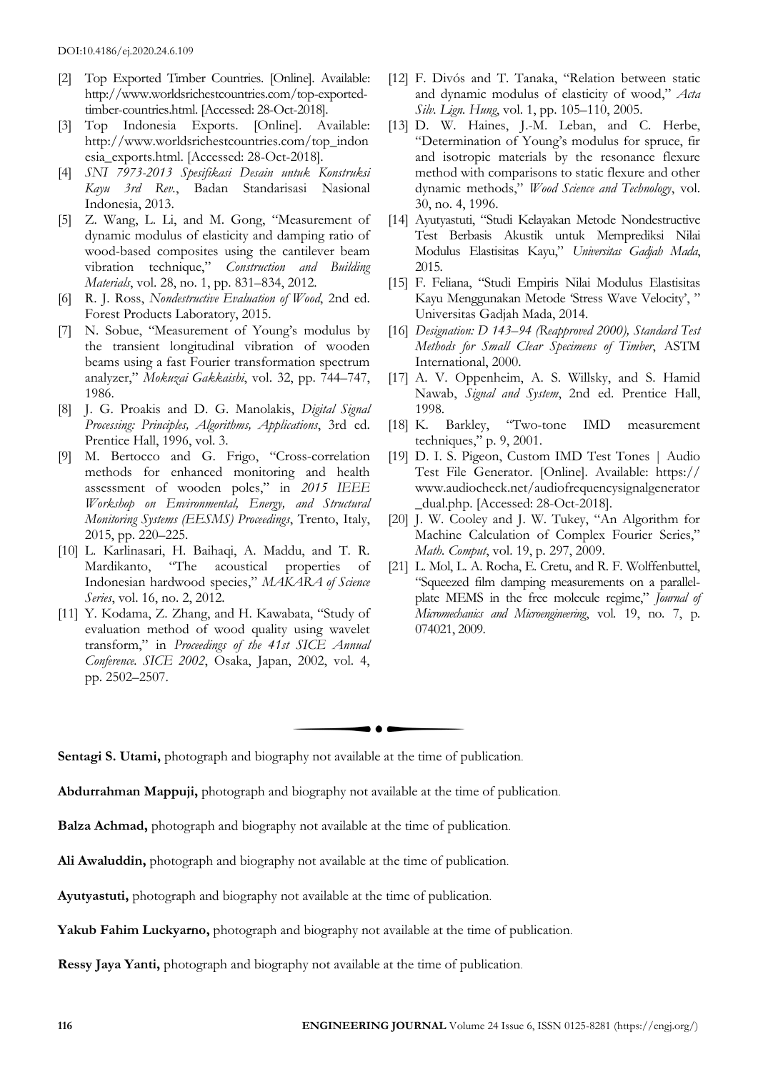[2] Top Exported Timber Countries. [Online]. Available: http://www.worldsrichestcountries.com/top-exported-timber-countries.html. [Accessed: 28-Oct-2018].

[3] Top Indonesia Exports. [Online]. Available: http://www.worldsrichestcountries.com/top_indonesia_exports.html. [Accessed: 28-Oct-2018].

[4] *SNI 7973-2013 Spesifikasi Desain untuk Konstruksi Kayu 3rd Rev.*, Badan Standarisasi Nasional Indonesia, 2013.

[5] Z. Wang, L. Li, and M. Gong, "Measurement of dynamic modulus of elasticity and damping ratio of wood-based composites using the cantilever beam vibration technique," *Construction and Building Materials*, vol. 28, no. 1, pp. 831–834, 2012.

[6] R. J. Ross, *Nondestructive Evaluation of Wood*, 2nd ed. Forest Products Laboratory, 2015.

[7] N. Sobue, "Measurement of Young's modulus by the transient longitudinal vibration of wooden beams using a fast Fourier transformation spectrum analyzer," *Mokuzai Gakkaishi*, vol. 32, pp. 744–747, 1986.

[8] J. G. Proakis and D. G. Manolakis, *Digital Signal Processing: Principles, Algorithms, Applications*, 3rd ed. Prentice Hall, 1996, vol. 3.

[9] M. Bertocco and G. Frigo, "Cross-correlation methods for enhanced monitoring and health assessment of wooden poles," in *2015 IEEE Workshop on Environmental, Energy, and Structural Monitoring Systems (EESMS) Proceedings*, Trento, Italy, 2015, pp. 220–225.

[10] L. Karlinasari, H. Baihaqi, A. Maddu, and T. R. Mardikanto, "The acoustical properties of Indonesian hardwood species," *MAKARA of Science Series*, vol. 16, no. 2, 2012.

[11] Y. Kodama, Z. Zhang, and H. Kawabata, "Study of evaluation method of wood quality using wavelet transform," in *Proceedings of the 41st SICE Annual Conference. SICE 2002*, Osaka, Japan, 2002, vol. 4, pp. 2502–2507.

[12] F. Divós and T. Tanaka, "Relation between static and dynamic modulus of elasticity of wood," *Acta Silv. Lign. Hung*, vol. 1, pp. 105–110, 2005.

[13] D. W. Haines, J.-M. Leban, and C. Herbe, "Determination of Young's modulus for spruce, fir and isotropic materials by the resonance flexure method with comparisons to static flexure and other dynamic methods," *Wood Science and Technology*, vol. 30, no. 4, 1996.

[14] Ayutyastuti, "Studi Kelayakan Metode Nondestructive Test Berbasis Akustik untuk Memprediksi Nilai Modulus Elastisitas Kayu," *Universitas Gadjah Mada*, 2015.

[15] F. Feliana, "Studi Empiris Nilai Modulus Elastisitas Kayu Menggunakan Metode 'Stress Wave Velocity', " Universitas Gadjah Mada, 2014.

[16] *Designation: D 143–94 (Reapproved 2000), Standard Test Methods for Small Clear Specimens of Timber*, ASTM International, 2000.

[17] A. V. Oppenheim, A. S. Willsky, and S. Hamid Nawab, *Signal and System*, 2nd ed. Prentice Hall, 1998.

[18] K. Barkley, "Two-tone IMD measurement techniques," p. 9, 2001.

[19] D. I. S. Pigeon, Custom IMD Test Tones | Audio Test File Generator. [Online]. Available: https://www.audiocheck.net/audiofrequencysignalgenerator_dual.php. [Accessed: 28-Oct-2018].

[20] J. W. Cooley and J. W. Tukey, "An Algorithm for Machine Calculation of Complex Fourier Series," *Math. Comput*, vol. 19, p. 297, 2009.

[21] L. Mol, L. A. Rocha, E. Cretu, and R. F. Wolffenbuttel, "Squeezed film damping measurements on a parallel-plate MEMS in the free molecule regime," *Journal of Micromechanics and Microengineering*, vol. 19, no. 7, p. 074021, 2009.

**Sentagi S. Utami,** photograph and biography not available at the time of publication.

**Abdurrahman Mappuji,** photograph and biography not available at the time of publication.

**Balza Achmad,** photograph and biography not available at the time of publication.

**Ali Awaluddin,** photograph and biography not available at the time of publication.

**Ayutyastuti,** photograph and biography not available at the time of publication.

**Yakub Fahim Luckyarno,** photograph and biography not available at the time of publication.

**Ressy Jaya Yanti,** photograph and biography not available at the time of publication.